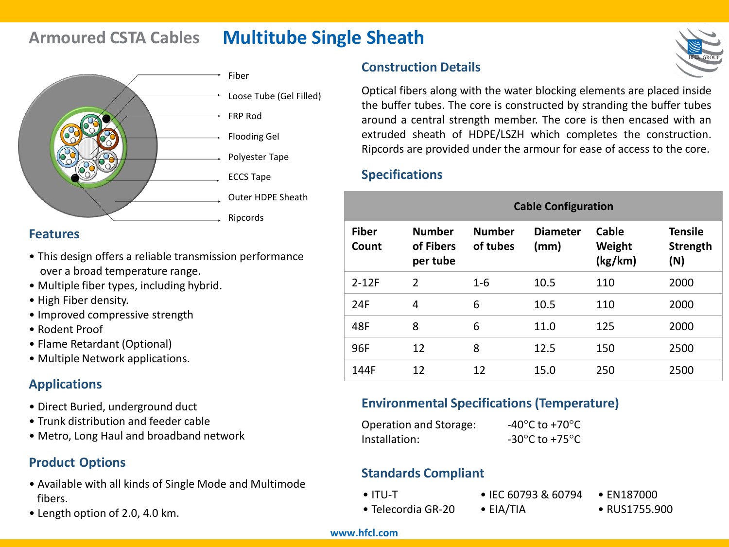# Armoured CSTA Cables — Multitube Single Sheath

- Fiber
- Loose Tube (Gel Filled)
- FRP Rod
- Flooding Gel
- Polyester Tape
- ECCS Tape
- Outer HDPE Sheath
- Ripcords

## Features

- This design offers a reliable transmission performance over a broad temperature range.
- Multiple fiber types, including hybrid.
- High Fiber density.
- Improved compressive strength
- Rodent Proof
- Flame Retardant (Optional)
- Multiple Network applications.

## Applications

- Direct Buried, underground duct
- Trunk distribution and feeder cable
- Metro, Long Haul and broadband network

## Product Options

- Available with all kinds of Single Mode and Multimode fibers.
- Length option of 2.0, 4.0 km.

## Construction Details

Optical fibers along with the water blocking elements are placed inside the buffer tubes. The core is constructed by stranding the buffer tubes around a central strength member. The core is then encased with an extruded sheath of HDPE/LSZH which completes the construction. Ripcords are provided under the armour for ease of access to the core.

## Specifications

| Cable Configuration | | | | | |
|---|---|---|---|---|---|
| **Fiber Count** | **Number of Fibers per tube** | **Number of tubes** | **Diameter (mm)** | **Cable Weight (kg/km)** | **Tensile Strength (N)** |
| 2-12F | 2 | 1-6 | 10.5 | 110 | 2000 |
| 24F | 4 | 6 | 10.5 | 110 | 2000 |
| 48F | 8 | 6 | 11.0 | 125 | 2000 |
| 96F | 12 | 8 | 12.5 | 150 | 2500 |
| 144F | 12 | 12 | 15.0 | 250 | 2500 |

## Environmental Specifications (Temperature)

Operation and Storage: -40°C to +70°C
Installation: -30°C to +75°C

## Standards Compliant

- ITU-T
- Telecordia GR-20
- IEC 60793 & 60794
- EIA/TIA
- EN187000
- RUS1755.900

www.hfcl.com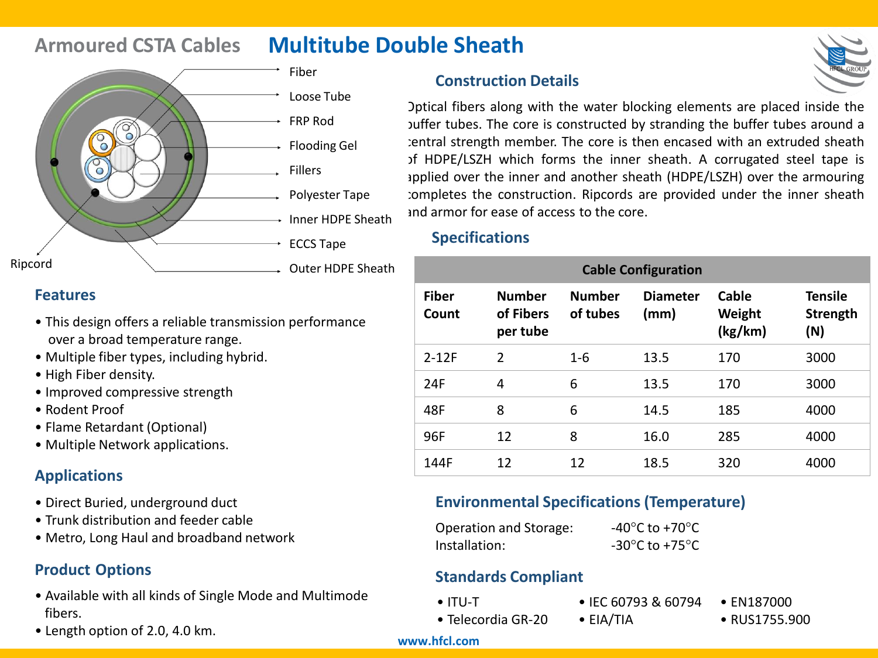# Armoured CSTA Cables Multitube Double Sheath

Fiber
Loose Tube
FRP Rod
Flooding Gel
Fillers
Polyester Tape
Inner HDPE Sheath
ECCS Tape
Outer HDPE Sheath
Ripcord

## Construction Details

Optical fibers along with the water blocking elements are placed inside the buffer tubes. The core is constructed by stranding the buffer tubes around a central strength member. The core is then encased with an extruded sheath of HDPE/LSZH which forms the inner sheath. A corrugated steel tape is applied over the inner and another sheath (HDPE/LSZH) over the armouring completes the construction. Ripcords are provided under the inner sheath and armor for ease of access to the core.

## Specifications

| Cable Configuration | | | | | |
|---|---|---|---|---|---|
| **Fiber Count** | **Number of Fibers per tube** | **Number of tubes** | **Diameter (mm)** | **Cable Weight (kg/km)** | **Tensile Strength (N)** |
| 2-12F | 2 | 1-6 | 13.5 | 170 | 3000 |
| 24F | 4 | 6 | 13.5 | 170 | 3000 |
| 48F | 8 | 6 | 14.5 | 185 | 4000 |
| 96F | 12 | 8 | 16.0 | 285 | 4000 |
| 144F | 12 | 12 | 18.5 | 320 | 4000 |

## Features

- This design offers a reliable transmission performance over a broad temperature range.
- Multiple fiber types, including hybrid.
- High Fiber density.
- Improved compressive strength
- Rodent Proof
- Flame Retardant (Optional)
- Multiple Network applications.

## Applications

- Direct Buried, underground duct
- Trunk distribution and feeder cable
- Metro, Long Haul and broadband network

## Product Options

- Available with all kinds of Single Mode and Multimode fibers.
- Length option of 2.0, 4.0 km.

## Environmental Specifications (Temperature)

Operation and Storage: -40°C to +70°C
Installation: -30°C to +75°C

## Standards Compliant

- ITU-T
- Telecordia GR-20
- IEC 60793 & 60794
- EIA/TIA
- EN187000
- RUS1755.900

www.hfcl.com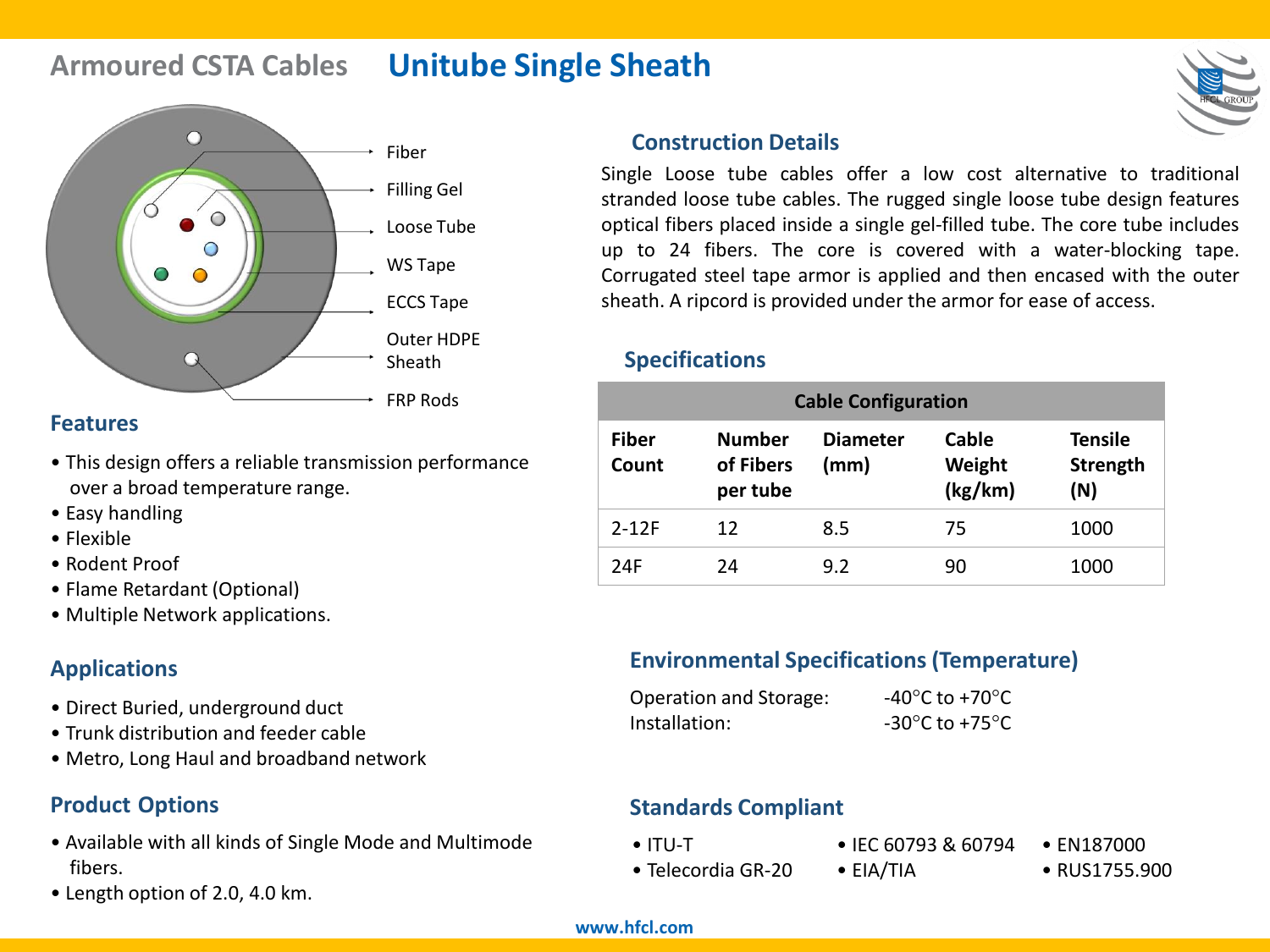# Armoured CSTA Cables — Unitube Single Sheath

Fiber
Filling Gel
Loose Tube
WS Tape
ECCS Tape
Outer HDPE Sheath
FRP Rods

## Features

- This design offers a reliable transmission performance over a broad temperature range.
- Easy handling
- Flexible
- Rodent Proof
- Flame Retardant (Optional)
- Multiple Network applications.

## Applications

- Direct Buried, underground duct
- Trunk distribution and feeder cable
- Metro, Long Haul and broadband network

## Product Options

- Available with all kinds of Single Mode and Multimode fibers.
- Length option of 2.0, 4.0 km.

## Construction Details

Single Loose tube cables offer a low cost alternative to traditional stranded loose tube cables. The rugged single loose tube design features optical fibers placed inside a single gel-filled tube. The core tube includes up to 24 fibers. The core is covered with a water-blocking tape. Corrugated steel tape armor is applied and then encased with the outer sheath. A ripcord is provided under the armor for ease of access.

## Specifications

| Cable Configuration | | | | |
|---|---|---|---|---|
| **Fiber Count** | **Number of Fibers per tube** | **Diameter (mm)** | **Cable Weight (kg/km)** | **Tensile Strength (N)** |
| 2-12F | 12 | 8.5 | 75 | 1000 |
| 24F | 24 | 9.2 | 90 | 1000 |

## Environmental Specifications (Temperature)

Operation and Storage: -40°C to +70°C
Installation: -30°C to +75°C

## Standards Compliant

- ITU-T
- Telecordia GR-20
- IEC 60793 & 60794
- EIA/TIA
- EN187000
- RUS1755.900

www.hfcl.com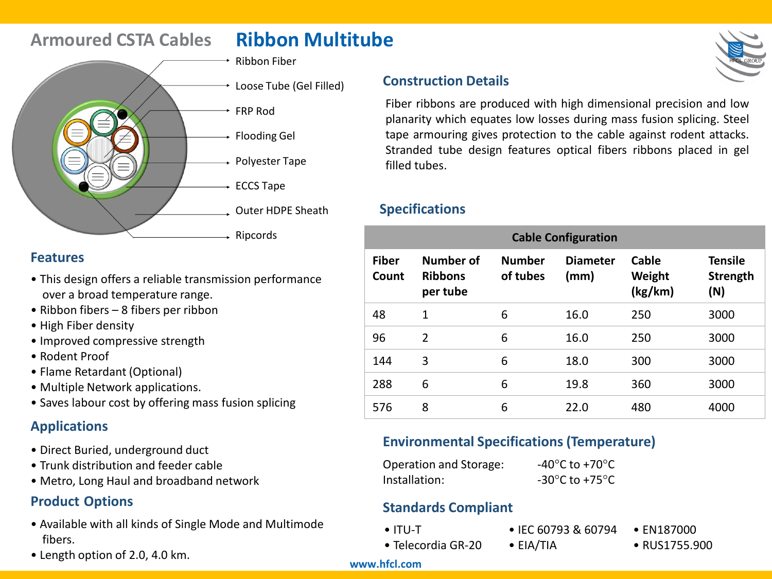# Armoured CSTA Cables Ribbon Multitube

- Ribbon Fiber
- Loose Tube (Gel Filled)
- FRP Rod
- Flooding Gel
- Polyester Tape
- ECCS Tape
- Outer HDPE Sheath
- Ripcords

## Construction Details

Fiber ribbons are produced with high dimensional precision and low planarity which equates low losses during mass fusion splicing. Steel tape armouring gives protection to the cable against rodent attacks. Stranded tube design features optical fibers ribbons placed in gel filled tubes.

## Features

- This design offers a reliable transmission performance over a broad temperature range.
- Ribbon fibers – 8 fibers per ribbon
- High Fiber density
- Improved compressive strength
- Rodent Proof
- Flame Retardant (Optional)
- Multiple Network applications.
- Saves labour cost by offering mass fusion splicing

## Specifications

| Cable Configuration | | | | | |
|---|---|---|---|---|---|
| Fiber Count | Number of Ribbons per tube | Number of tubes | Diameter (mm) | Cable Weight (kg/km) | Tensile Strength (N) |
| 48 | 1 | 6 | 16.0 | 250 | 3000 |
| 96 | 2 | 6 | 16.0 | 250 | 3000 |
| 144 | 3 | 6 | 18.0 | 300 | 3000 |
| 288 | 6 | 6 | 19.8 | 360 | 3000 |
| 576 | 8 | 6 | 22.0 | 480 | 4000 |

## Applications

- Direct Buried, underground duct
- Trunk distribution and feeder cable
- Metro, Long Haul and broadband network

## Product Options

- Available with all kinds of Single Mode and Multimode fibers.
- Length option of 2.0, 4.0 km.

## Environmental Specifications (Temperature)

Operation and Storage: -40°C to +70°C
Installation: -30°C to +75°C

## Standards Compliant

- ITU-T
- Telecordia GR-20
- IEC 60793 & 60794
- EIA/TIA
- EN187000
- RUS1755.900

www.hfcl.com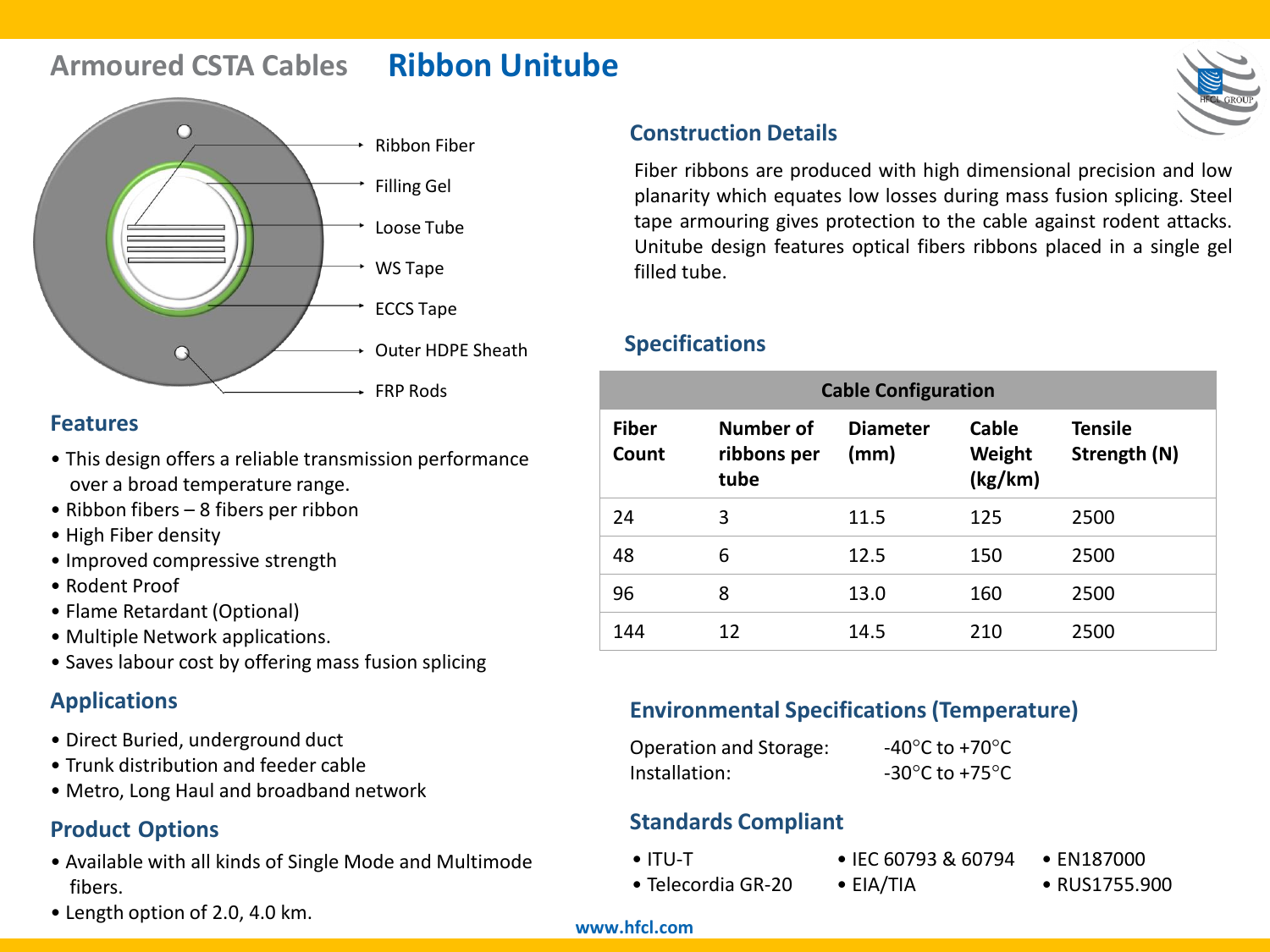# Armoured CSTA Cables Ribbon Unitube

Ribbon Fiber
Filling Gel
Loose Tube
WS Tape
ECCS Tape
Outer HDPE Sheath
FRP Rods

## Features

- This design offers a reliable transmission performance over a broad temperature range.
- Ribbon fibers – 8 fibers per ribbon
- High Fiber density
- Improved compressive strength
- Rodent Proof
- Flame Retardant (Optional)
- Multiple Network applications.
- Saves labour cost by offering mass fusion splicing

## Applications

- Direct Buried, underground duct
- Trunk distribution and feeder cable
- Metro, Long Haul and broadband network

## Product Options

- Available with all kinds of Single Mode and Multimode fibers.
- Length option of 2.0, 4.0 km.

## Construction Details

Fiber ribbons are produced with high dimensional precision and low planarity which equates low losses during mass fusion splicing. Steel tape armouring gives protection to the cable against rodent attacks. Unitube design features optical fibers ribbons placed in a single gel filled tube.

## Specifications

| Cable Configuration | | | | |
|---|---|---|---|---|
| **Fiber Count** | **Number of ribbons per tube** | **Diameter (mm)** | **Cable Weight (kg/km)** | **Tensile Strength (N)** |
| 24 | 3 | 11.5 | 125 | 2500 |
| 48 | 6 | 12.5 | 150 | 2500 |
| 96 | 8 | 13.0 | 160 | 2500 |
| 144 | 12 | 14.5 | 210 | 2500 |

## Environmental Specifications (Temperature)

Operation and Storage: -40°C to +70°C
Installation: -30°C to +75°C

## Standards Compliant

- ITU-T
- Telecordia GR-20
- IEC 60793 & 60794
- EIA/TIA
- EN187000
- RUS1755.900

www.hfcl.com